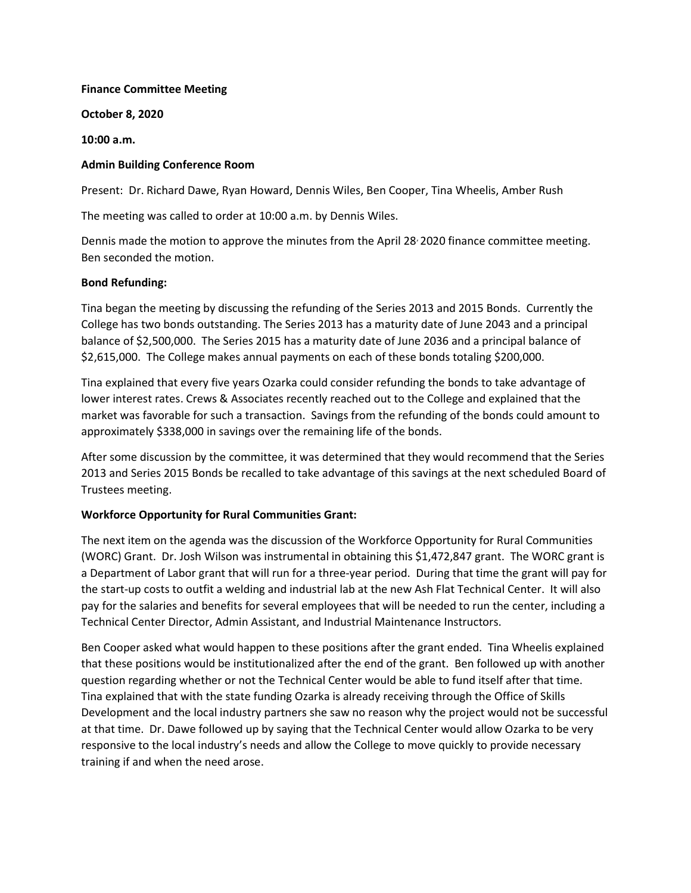**Finance Committee Meeting**

**October 8, 2020**

**10:00 a.m.**

**Admin Building Conference Room**

Present: Dr. Richard Dawe, Ryan Howard, Dennis Wiles, Ben Cooper, Tina Wheelis, Amber Rush

The meeting was called to order at 10:00 a.m. by Dennis Wiles.

Dennis made the motion to approve the minutes from the April 28, 2020 finance committee meeting. Ben seconded the motion.

**Bond Refunding:**

Tina began the meeting by discussing the refunding of the Series 2013 and 2015 Bonds. Currently the College has two bonds outstanding. The Series 2013 has a maturity date of June 2043 and a principal balance of $2,500,000. The Series 2015 has a maturity date of June 2036 and a principal balance of $2,615,000. The College makes annual payments on each of these bonds totaling $200,000.

Tina explained that every five years Ozarka could consider refunding the bonds to take advantage of lower interest rates. Crews & Associates recently reached out to the College and explained that the market was favorable for such a transaction. Savings from the refunding of the bonds could amount to approximately $338,000 in savings over the remaining life of the bonds.

After some discussion by the committee, it was determined that they would recommend that the Series 2013 and Series 2015 Bonds be recalled to take advantage of this savings at the next scheduled Board of Trustees meeting.

**Workforce Opportunity for Rural Communities Grant:**

The next item on the agenda was the discussion of the Workforce Opportunity for Rural Communities (WORC) Grant. Dr. Josh Wilson was instrumental in obtaining this $1,472,847 grant. The WORC grant is a Department of Labor grant that will run for a three-year period. During that time the grant will pay for the start-up costs to outfit a welding and industrial lab at the new Ash Flat Technical Center. It will also pay for the salaries and benefits for several employees that will be needed to run the center, including a Technical Center Director, Admin Assistant, and Industrial Maintenance Instructors.

Ben Cooper asked what would happen to these positions after the grant ended. Tina Wheelis explained that these positions would be institutionalized after the end of the grant. Ben followed up with another question regarding whether or not the Technical Center would be able to fund itself after that time. Tina explained that with the state funding Ozarka is already receiving through the Office of Skills Development and the local industry partners she saw no reason why the project would not be successful at that time. Dr. Dawe followed up by saying that the Technical Center would allow Ozarka to be very responsive to the local industry's needs and allow the College to move quickly to provide necessary training if and when the need arose.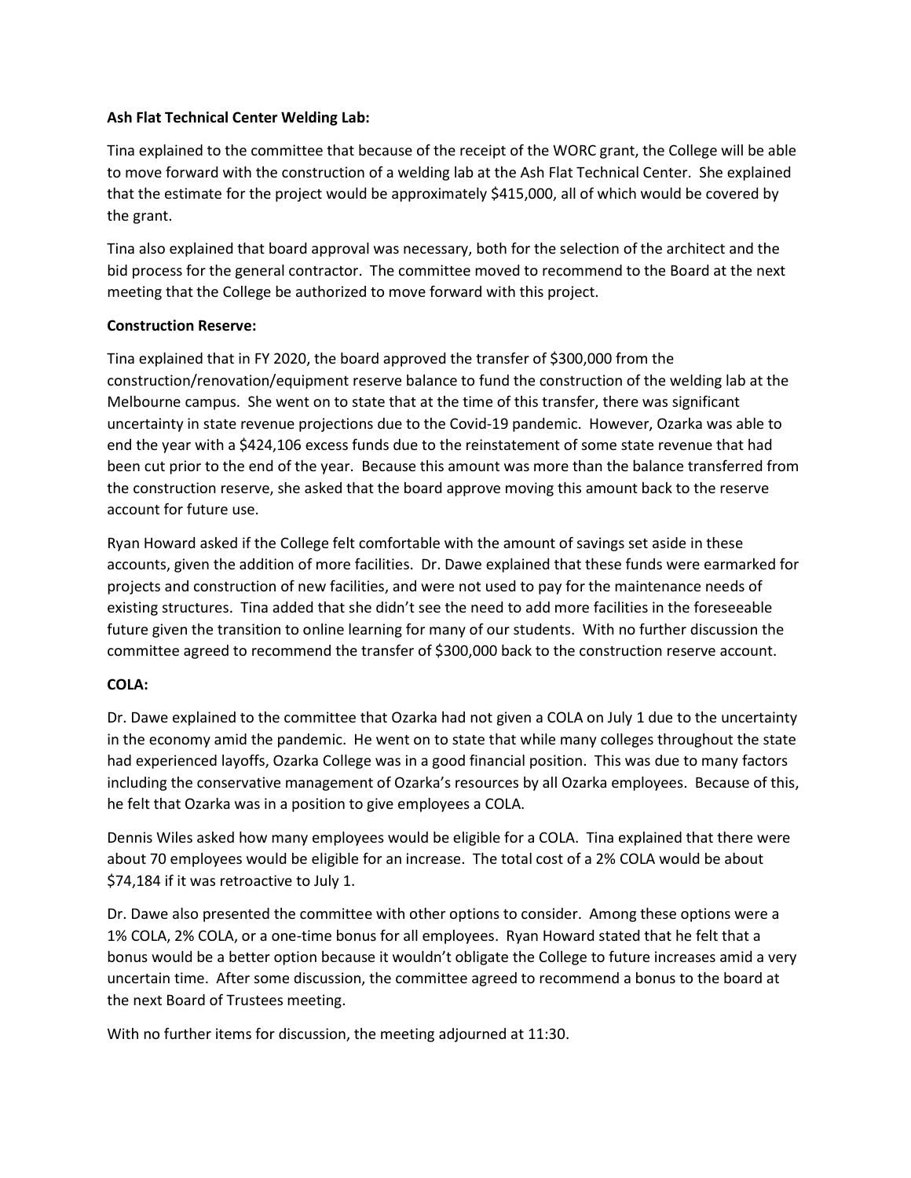**Ash Flat Technical Center Welding Lab:**

Tina explained to the committee that because of the receipt of the WORC grant, the College will be able to move forward with the construction of a welding lab at the Ash Flat Technical Center. She explained that the estimate for the project would be approximately $415,000, all of which would be covered by the grant.

Tina also explained that board approval was necessary, both for the selection of the architect and the bid process for the general contractor. The committee moved to recommend to the Board at the next meeting that the College be authorized to move forward with this project.

**Construction Reserve:**

Tina explained that in FY 2020, the board approved the transfer of $300,000 from the construction/renovation/equipment reserve balance to fund the construction of the welding lab at the Melbourne campus. She went on to state that at the time of this transfer, there was significant uncertainty in state revenue projections due to the Covid-19 pandemic. However, Ozarka was able to end the year with a $424,106 excess funds due to the reinstatement of some state revenue that had been cut prior to the end of the year. Because this amount was more than the balance transferred from the construction reserve, she asked that the board approve moving this amount back to the reserve account for future use.

Ryan Howard asked if the College felt comfortable with the amount of savings set aside in these accounts, given the addition of more facilities. Dr. Dawe explained that these funds were earmarked for projects and construction of new facilities, and were not used to pay for the maintenance needs of existing structures. Tina added that she didn't see the need to add more facilities in the foreseeable future given the transition to online learning for many of our students. With no further discussion the committee agreed to recommend the transfer of $300,000 back to the construction reserve account.

**COLA:**

Dr. Dawe explained to the committee that Ozarka had not given a COLA on July 1 due to the uncertainty in the economy amid the pandemic. He went on to state that while many colleges throughout the state had experienced layoffs, Ozarka College was in a good financial position. This was due to many factors including the conservative management of Ozarka's resources by all Ozarka employees. Because of this, he felt that Ozarka was in a position to give employees a COLA.

Dennis Wiles asked how many employees would be eligible for a COLA. Tina explained that there were about 70 employees would be eligible for an increase. The total cost of a 2% COLA would be about $74,184 if it was retroactive to July 1.

Dr. Dawe also presented the committee with other options to consider. Among these options were a 1% COLA, 2% COLA, or a one-time bonus for all employees. Ryan Howard stated that he felt that a bonus would be a better option because it wouldn't obligate the College to future increases amid a very uncertain time. After some discussion, the committee agreed to recommend a bonus to the board at the next Board of Trustees meeting.

With no further items for discussion, the meeting adjourned at 11:30.